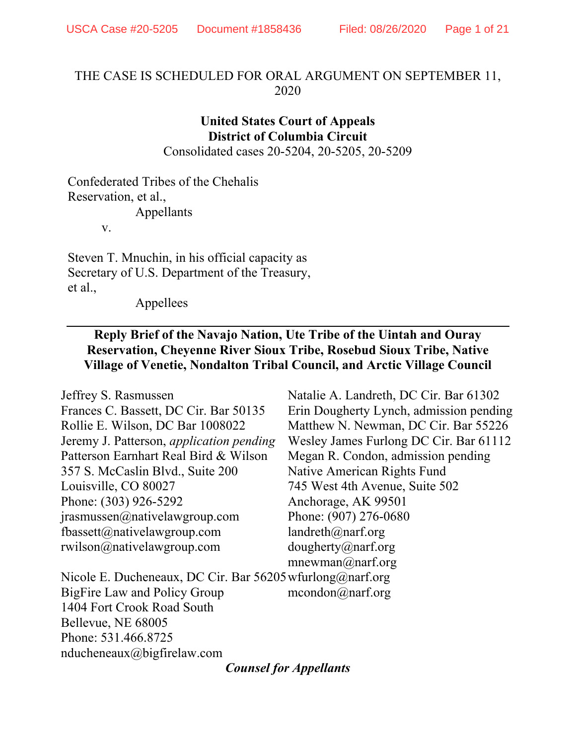THE CASE IS SCHEDULED FOR ORAL ARGUMENT ON SEPTEMBER 11, 2020

**United States Court of Appeals**
**District of Columbia Circuit**
Consolidated cases 20-5204, 20-5205, 20-5209

Confederated Tribes of the Chehalis Reservation, et al.,
Appellants

v.

Steven T. Mnuchin, in his official capacity as Secretary of U.S. Department of the Treasury, et al.,
Appellees

---

**Reply Brief of the Navajo Nation, Ute Tribe of the Uintah and Ouray Reservation, Cheyenne River Sioux Tribe, Rosebud Sioux Tribe, Native Village of Venetie, Nondalton Tribal Council, and Arctic Village Council**

Jeffrey S. Rasmussen
Frances C. Bassett, DC Cir. Bar 50135
Rollie E. Wilson, DC Bar 1008022
Jeremy J. Patterson, *application pending*
Patterson Earnhart Real Bird & Wilson
357 S. McCaslin Blvd., Suite 200
Louisville, CO 80027
Phone: (303) 926-5292
jrasmussen@nativelawgroup.com
fbassett@nativelawgroup.com
rwilson@nativelawgroup.com

Nicole E. Ducheneaux, DC Cir. Bar 56205
BigFire Law and Policy Group
1404 Fort Crook Road South
Bellevue, NE 68005
Phone: 531.466.8725
nducheneaux@bigfirelaw.com

Natalie A. Landreth, DC Cir. Bar 61302
Erin Dougherty Lynch, admission pending
Matthew N. Newman, DC Cir. Bar 55226
Wesley James Furlong DC Cir. Bar 61112
Megan R. Condon, admission pending
Native American Rights Fund
745 West 4th Avenue, Suite 502
Anchorage, AK 99501
Phone: (907) 276-0680
landreth@narf.org
dougherty@narf.org
mnewman@narf.org
wfurlong@narf.org
mcondon@narf.org

***Counsel for Appellants***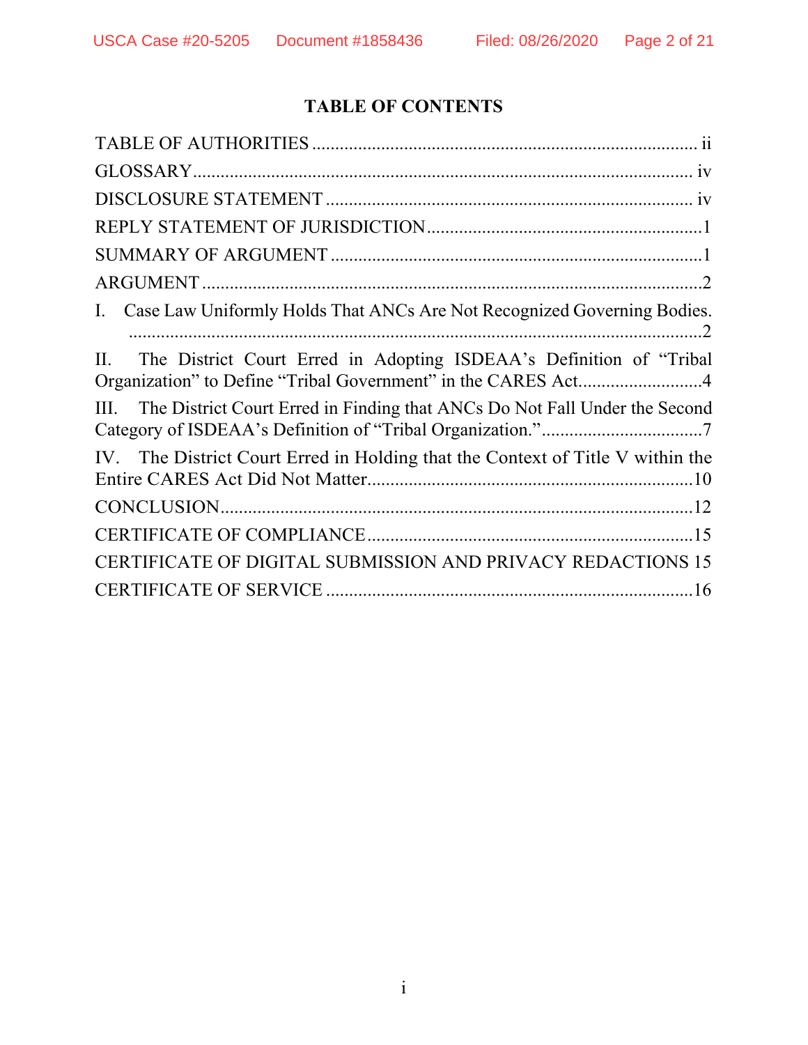## TABLE OF CONTENTS

TABLE OF AUTHORITIES .......... ii

GLOSSARY .......... iv

DISCLOSURE STATEMENT .......... iv

REPLY STATEMENT OF JURISDICTION .......... 1

SUMMARY OF ARGUMENT .......... 1

ARGUMENT .......... 2

I. Case Law Uniformly Holds That ANCs Are Not Recognized Governing Bodies. .......... 2

II. The District Court Erred in Adopting ISDEAA's Definition of "Tribal Organization" to Define "Tribal Government" in the CARES Act .......... 4

III. The District Court Erred in Finding that ANCs Do Not Fall Under the Second Category of ISDEAA's Definition of "Tribal Organization." .......... 7

IV. The District Court Erred in Holding that the Context of Title V within the Entire CARES Act Did Not Matter .......... 10

CONCLUSION .......... 12

CERTIFICATE OF COMPLIANCE .......... 15

CERTIFICATE OF DIGITAL SUBMISSION AND PRIVACY REDACTIONS 15

CERTIFICATE OF SERVICE .......... 16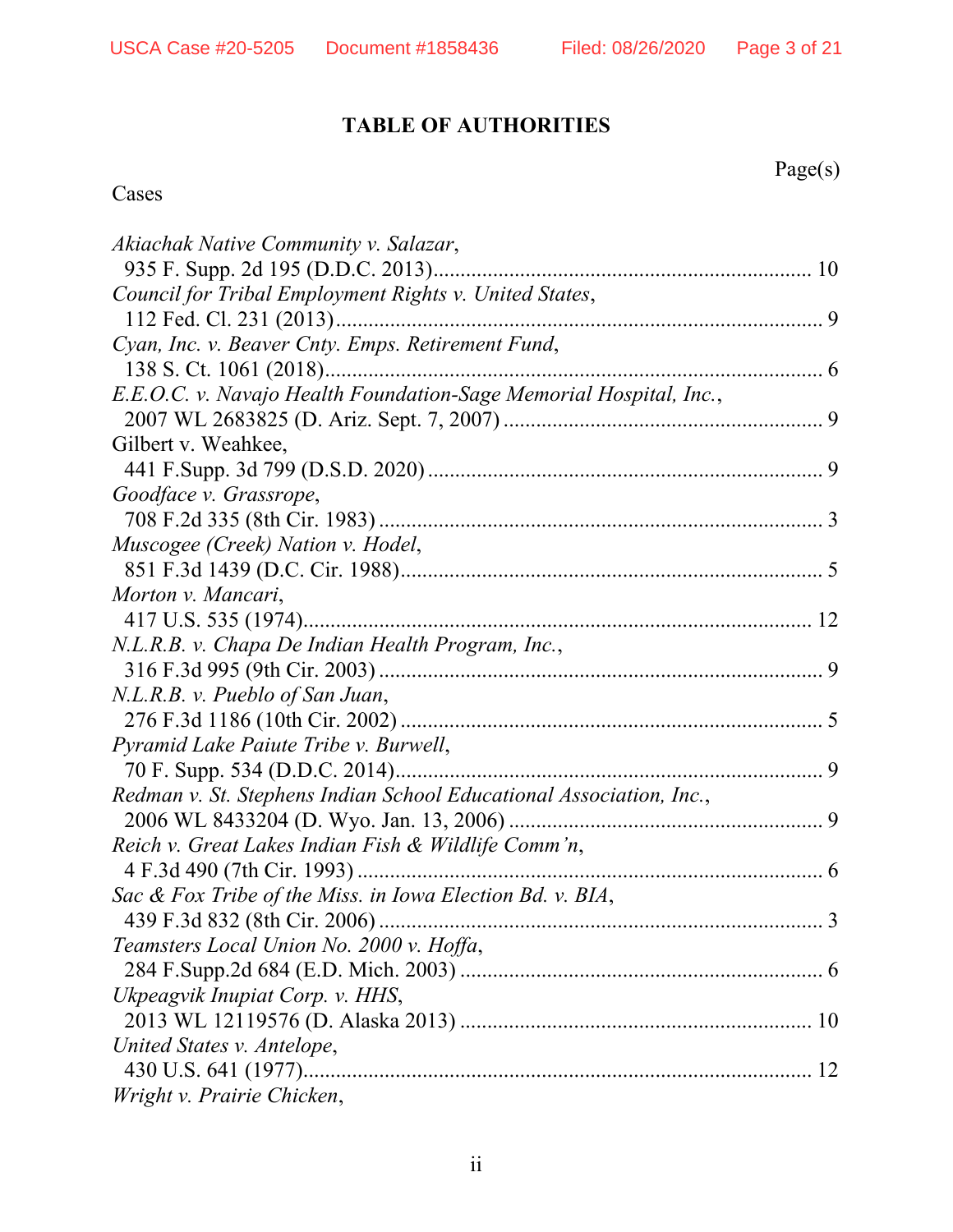# TABLE OF AUTHORITIES

Page(s)

Cases

*Akiachak Native Community v. Salazar*,
935 F. Supp. 2d 195 (D.D.C. 2013)........................................................................ 10

*Council for Tribal Employment Rights v. United States*,
112 Fed. Cl. 231 (2013)........................................................................................... 9

*Cyan, Inc. v. Beaver Cnty. Emps. Retirement Fund*,
138 S. Ct. 1061 (2018)............................................................................................ 6

*E.E.O.C. v. Navajo Health Foundation-Sage Memorial Hospital, Inc.*,
2007 WL 2683825 (D. Ariz. Sept. 7, 2007) ............................................................ 9

Gilbert v. Weahkee,
441 F.Supp. 3d 799 (D.S.D. 2020) .......................................................................... 9

*Goodface v. Grassrope*,
708 F.2d 335 (8th Cir. 1983) ................................................................................... 3

*Muscogee (Creek) Nation v. Hodel*,
851 F.3d 1439 (D.C. Cir. 1988)............................................................................... 5

*Morton v. Mancari*,
417 U.S. 535 (1974)................................................................................................ 12

*N.L.R.B. v. Chapa De Indian Health Program, Inc.*,
316 F.3d 995 (9th Cir. 2003) ................................................................................... 9

*N.L.R.B. v. Pueblo of San Juan*,
276 F.3d 1186 (10th Cir. 2002) ............................................................................... 5

*Pyramid Lake Paiute Tribe v. Burwell*,
70 F. Supp. 534 (D.D.C. 2014)................................................................................ 9

*Redman v. St. Stephens Indian School Educational Association, Inc.*,
2006 WL 8433204 (D. Wyo. Jan. 13, 2006) ........................................................... 9

*Reich v. Great Lakes Indian Fish & Wildlife Comm'n*,
4 F.3d 490 (7th Cir. 1993) ....................................................................................... 6

*Sac & Fox Tribe of the Miss. in Iowa Election Bd. v. BIA*,
439 F.3d 832 (8th Cir. 2006) ................................................................................... 3

*Teamsters Local Union No. 2000 v. Hoffa*,
284 F.Supp.2d 684 (E.D. Mich. 2003) .................................................................... 6

*Ukpeagvik Inupiat Corp. v. HHS*,
2013 WL 12119576 (D. Alaska 2013) .................................................................... 10

*United States v. Antelope*,
430 U.S. 641 (1977)................................................................................................ 12

*Wright v. Prairie Chicken*,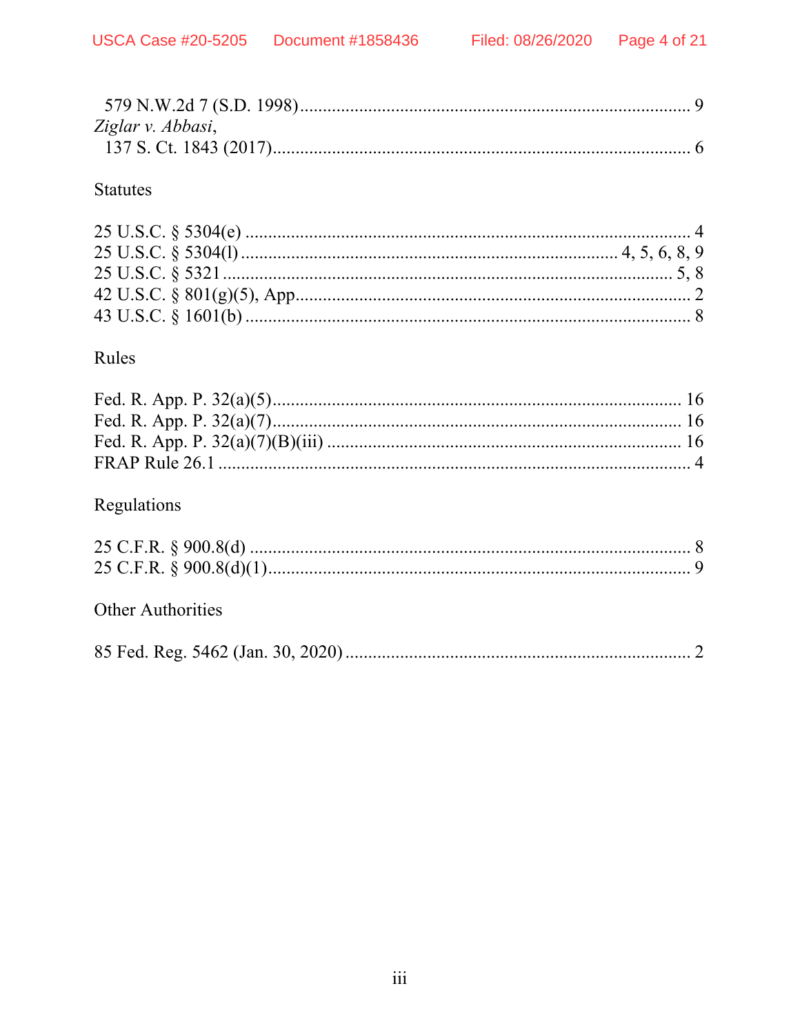579 N.W.2d 7 (S.D. 1998) .......................................................................... 9

*Ziglar v. Abbasi*,
137 S. Ct. 1843 (2017) .......................................................................... 6

Statutes

25 U.S.C. § 5304(e) .......................................................................... 4
25 U.S.C. § 5304(l) .......................................................................... 4, 5, 6, 8, 9
25 U.S.C. § 5321 .......................................................................... 5, 8
42 U.S.C. § 801(g)(5), App. .......................................................................... 2
43 U.S.C. § 1601(b) .......................................................................... 8

Rules

Fed. R. App. P. 32(a)(5) .......................................................................... 16
Fed. R. App. P. 32(a)(7) .......................................................................... 16
Fed. R. App. P. 32(a)(7)(B)(iii) .......................................................................... 16
FRAP Rule 26.1 .......................................................................... 4

Regulations

25 C.F.R. § 900.8(d) .......................................................................... 8
25 C.F.R. § 900.8(d)(1) .......................................................................... 9

Other Authorities

85 Fed. Reg. 5462 (Jan. 30, 2020) .......................................................................... 2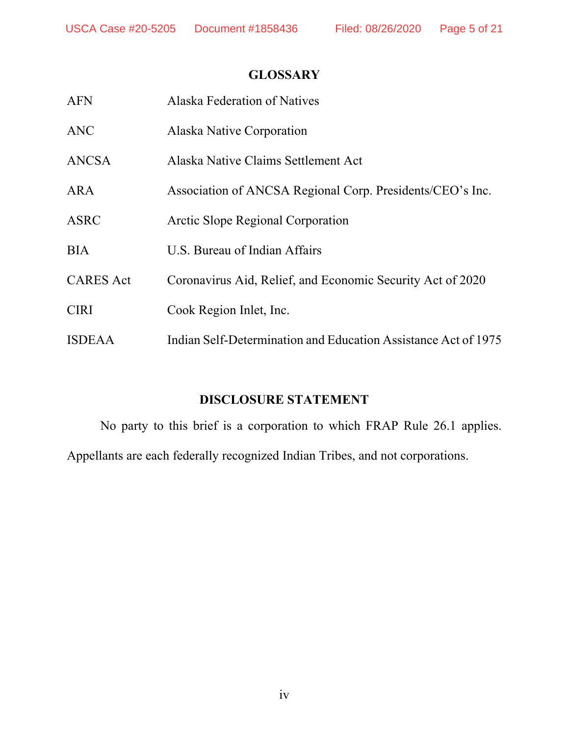## GLOSSARY

| | |
|---|---|
| AFN | Alaska Federation of Natives |
| ANC | Alaska Native Corporation |
| ANCSA | Alaska Native Claims Settlement Act |
| ARA | Association of ANCSA Regional Corp. Presidents/CEO's Inc. |
| ASRC | Arctic Slope Regional Corporation |
| BIA | U.S. Bureau of Indian Affairs |
| CARES Act | Coronavirus Aid, Relief, and Economic Security Act of 2020 |
| CIRI | Cook Region Inlet, Inc. |
| ISDEAA | Indian Self-Determination and Education Assistance Act of 1975 |

## DISCLOSURE STATEMENT

No party to this brief is a corporation to which FRAP Rule 26.1 applies. Appellants are each federally recognized Indian Tribes, and not corporations.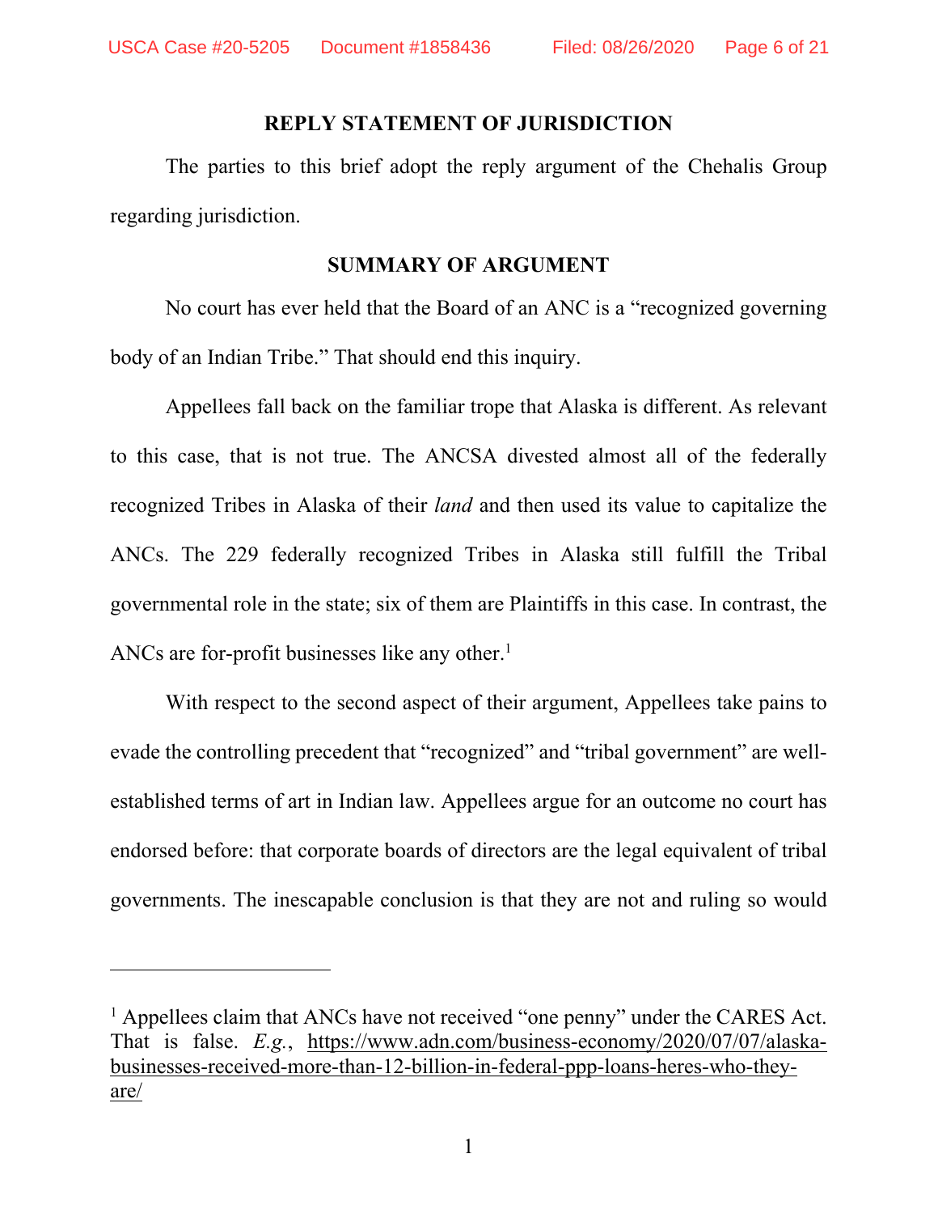## REPLY STATEMENT OF JURISDICTION

The parties to this brief adopt the reply argument of the Chehalis Group regarding jurisdiction.

## SUMMARY OF ARGUMENT

No court has ever held that the Board of an ANC is a "recognized governing body of an Indian Tribe." That should end this inquiry.

Appellees fall back on the familiar trope that Alaska is different. As relevant to this case, that is not true. The ANCSA divested almost all of the federally recognized Tribes in Alaska of their *land* and then used its value to capitalize the ANCs. The 229 federally recognized Tribes in Alaska still fulfill the Tribal governmental role in the state; six of them are Plaintiffs in this case. In contrast, the ANCs are for-profit businesses like any other.[1]

With respect to the second aspect of their argument, Appellees take pains to evade the controlling precedent that "recognized" and "tribal government" are well-established terms of art in Indian law. Appellees argue for an outcome no court has endorsed before: that corporate boards of directors are the legal equivalent of tribal governments. The inescapable conclusion is that they are not and ruling so would

---

[1] Appellees claim that ANCs have not received "one penny" under the CARES Act. That is false. *E.g.*, https://www.adn.com/business-economy/2020/07/07/alaska-businesses-received-more-than-12-billion-in-federal-ppp-loans-heres-who-they-are/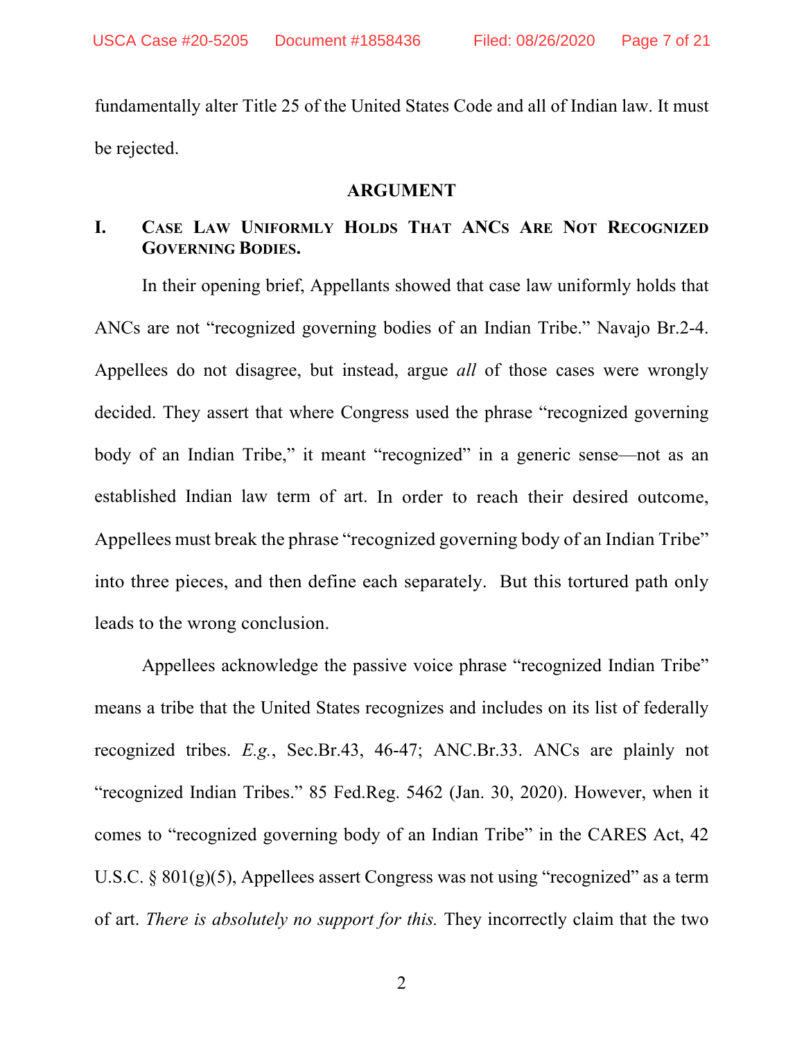fundamentally alter Title 25 of the United States Code and all of Indian law. It must be rejected.

## ARGUMENT

### I. CASE LAW UNIFORMLY HOLDS THAT ANCS ARE NOT RECOGNIZED GOVERNING BODIES.

In their opening brief, Appellants showed that case law uniformly holds that ANCs are not "recognized governing bodies of an Indian Tribe." Navajo Br.2-4. Appellees do not disagree, but instead, argue *all* of those cases were wrongly decided. They assert that where Congress used the phrase "recognized governing body of an Indian Tribe," it meant "recognized" in a generic sense—not as an established Indian law term of art. In order to reach their desired outcome, Appellees must break the phrase "recognized governing body of an Indian Tribe" into three pieces, and then define each separately. But this tortured path only leads to the wrong conclusion.

Appellees acknowledge the passive voice phrase "recognized Indian Tribe" means a tribe that the United States recognizes and includes on its list of federally recognized tribes. *E.g.*, Sec.Br.43, 46-47; ANC.Br.33. ANCs are plainly not "recognized Indian Tribes." 85 Fed.Reg. 5462 (Jan. 30, 2020). However, when it comes to "recognized governing body of an Indian Tribe" in the CARES Act, 42 U.S.C. § 801(g)(5), Appellees assert Congress was not using "recognized" as a term of art. *There is absolutely no support for this.* They incorrectly claim that the two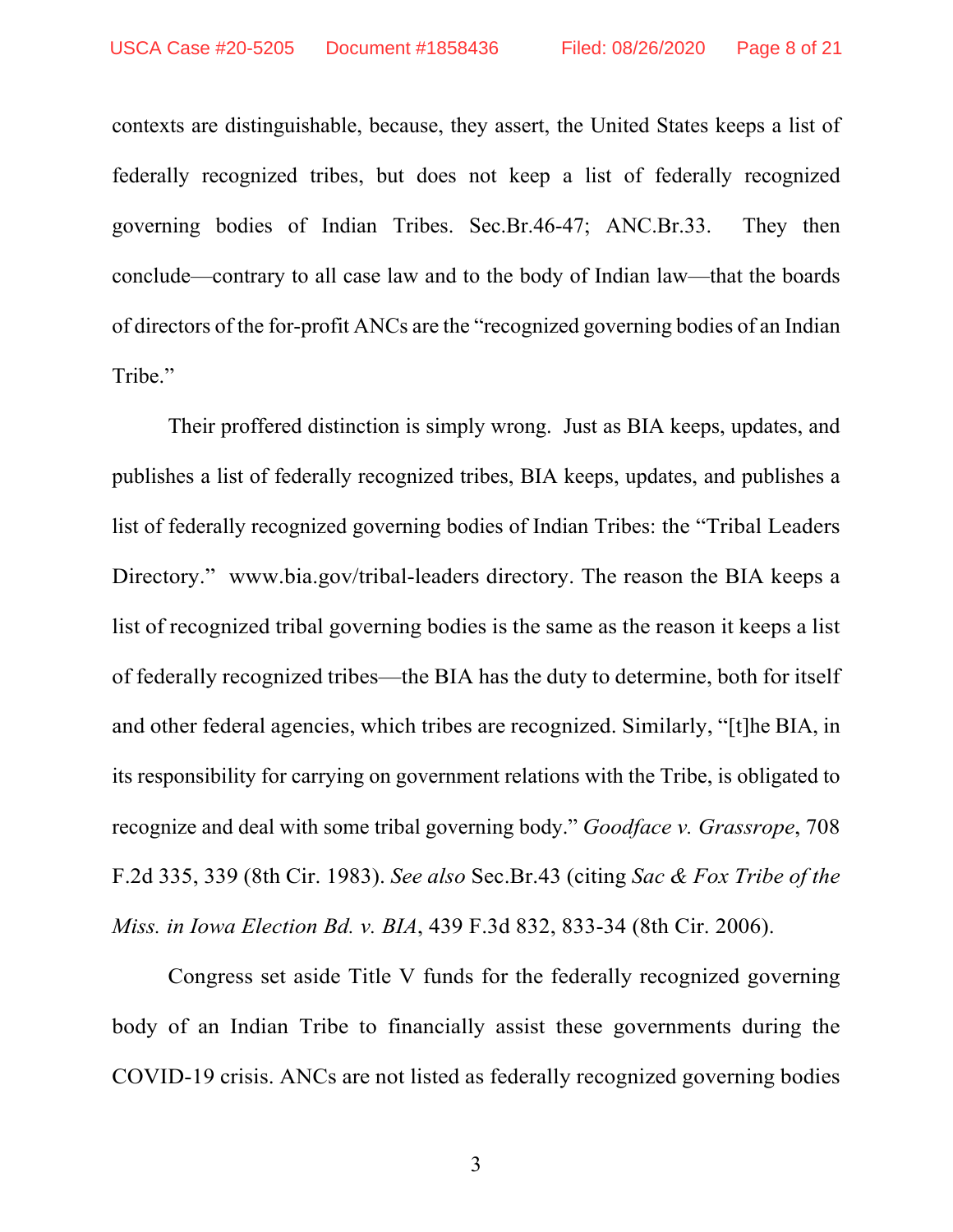contexts are distinguishable, because, they assert, the United States keeps a list of federally recognized tribes, but does not keep a list of federally recognized governing bodies of Indian Tribes. Sec.Br.46-47; ANC.Br.33. They then conclude—contrary to all case law and to the body of Indian law—that the boards of directors of the for-profit ANCs are the "recognized governing bodies of an Indian Tribe."

Their proffered distinction is simply wrong. Just as BIA keeps, updates, and publishes a list of federally recognized tribes, BIA keeps, updates, and publishes a list of federally recognized governing bodies of Indian Tribes: the "Tribal Leaders Directory." www.bia.gov/tribal-leaders directory. The reason the BIA keeps a list of recognized tribal governing bodies is the same as the reason it keeps a list of federally recognized tribes—the BIA has the duty to determine, both for itself and other federal agencies, which tribes are recognized. Similarly, "[t]he BIA, in its responsibility for carrying on government relations with the Tribe, is obligated to recognize and deal with some tribal governing body." *Goodface v. Grassrope*, 708 F.2d 335, 339 (8th Cir. 1983). *See also* Sec.Br.43 (citing *Sac & Fox Tribe of the Miss. in Iowa Election Bd. v. BIA*, 439 F.3d 832, 833-34 (8th Cir. 2006).

Congress set aside Title V funds for the federally recognized governing body of an Indian Tribe to financially assist these governments during the COVID-19 crisis. ANCs are not listed as federally recognized governing bodies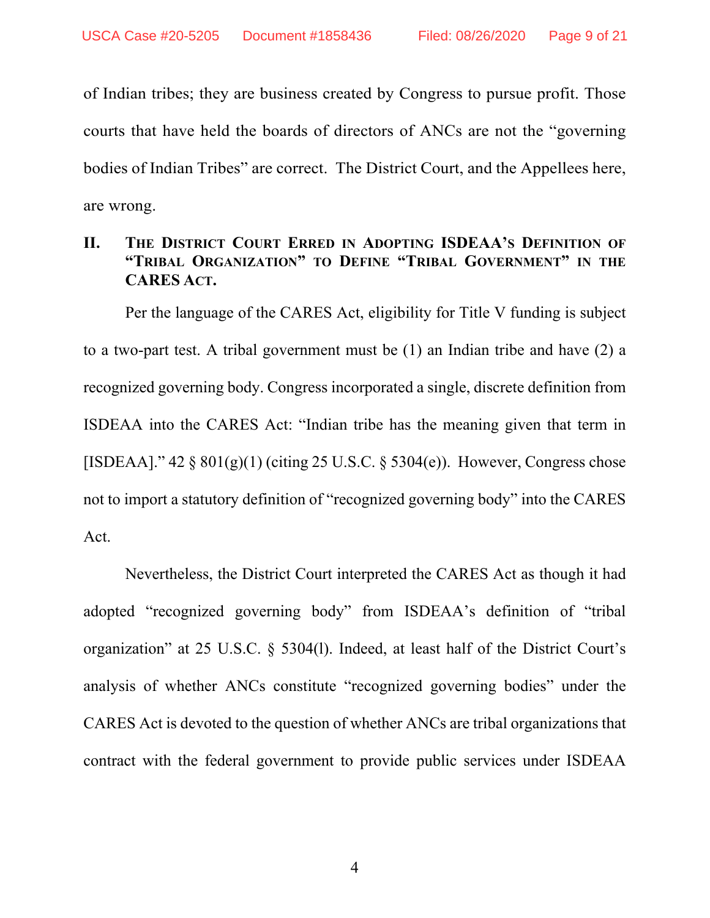of Indian tribes; they are business created by Congress to pursue profit. Those courts that have held the boards of directors of ANCs are not the "governing bodies of Indian Tribes" are correct. The District Court, and the Appellees here, are wrong.

## II. THE DISTRICT COURT ERRED IN ADOPTING ISDEAA'S DEFINITION OF "TRIBAL ORGANIZATION" TO DEFINE "TRIBAL GOVERNMENT" IN THE CARES ACT.

Per the language of the CARES Act, eligibility for Title V funding is subject to a two-part test. A tribal government must be (1) an Indian tribe and have (2) a recognized governing body. Congress incorporated a single, discrete definition from ISDEAA into the CARES Act: "Indian tribe has the meaning given that term in [ISDEAA]." 42 § 801(g)(1) (citing 25 U.S.C. § 5304(e)). However, Congress chose not to import a statutory definition of "recognized governing body" into the CARES Act.

Nevertheless, the District Court interpreted the CARES Act as though it had adopted "recognized governing body" from ISDEAA's definition of "tribal organization" at 25 U.S.C. § 5304(l). Indeed, at least half of the District Court's analysis of whether ANCs constitute "recognized governing bodies" under the CARES Act is devoted to the question of whether ANCs are tribal organizations that contract with the federal government to provide public services under ISDEAA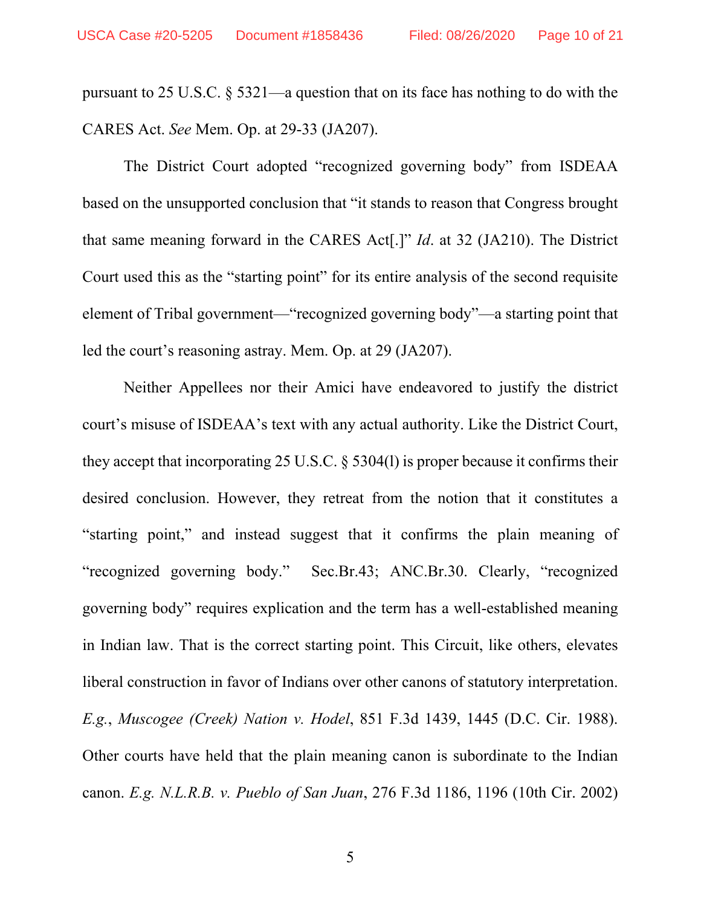pursuant to 25 U.S.C. § 5321—a question that on its face has nothing to do with the CARES Act. *See* Mem. Op. at 29-33 (JA207).

The District Court adopted "recognized governing body" from ISDEAA based on the unsupported conclusion that "it stands to reason that Congress brought that same meaning forward in the CARES Act[.]" *Id*. at 32 (JA210). The District Court used this as the "starting point" for its entire analysis of the second requisite element of Tribal government—"recognized governing body"—a starting point that led the court's reasoning astray. Mem. Op. at 29 (JA207).

Neither Appellees nor their Amici have endeavored to justify the district court's misuse of ISDEAA's text with any actual authority. Like the District Court, they accept that incorporating 25 U.S.C. § 5304(l) is proper because it confirms their desired conclusion. However, they retreat from the notion that it constitutes a "starting point," and instead suggest that it confirms the plain meaning of "recognized governing body." Sec.Br.43; ANC.Br.30. Clearly, "recognized governing body" requires explication and the term has a well-established meaning in Indian law. That is the correct starting point. This Circuit, like others, elevates liberal construction in favor of Indians over other canons of statutory interpretation. *E.g.*, *Muscogee (Creek) Nation v. Hodel*, 851 F.3d 1439, 1445 (D.C. Cir. 1988). Other courts have held that the plain meaning canon is subordinate to the Indian canon. *E.g. N.L.R.B. v. Pueblo of San Juan*, 276 F.3d 1186, 1196 (10th Cir. 2002)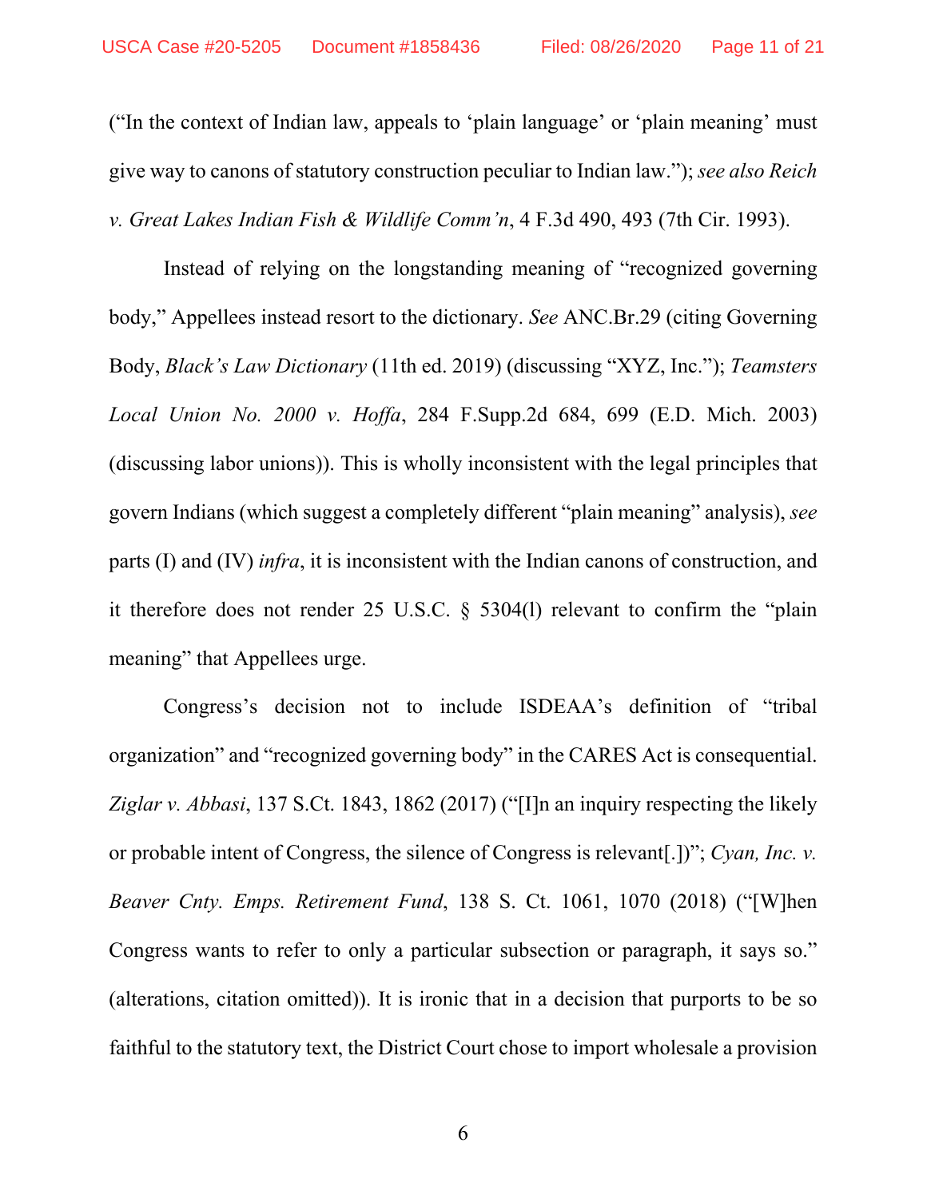("In the context of Indian law, appeals to 'plain language' or 'plain meaning' must give way to canons of statutory construction peculiar to Indian law."); *see also Reich v. Great Lakes Indian Fish & Wildlife Comm'n*, 4 F.3d 490, 493 (7th Cir. 1993).

Instead of relying on the longstanding meaning of "recognized governing body," Appellees instead resort to the dictionary. *See* ANC.Br.29 (citing Governing Body, *Black's Law Dictionary* (11th ed. 2019) (discussing "XYZ, Inc."); *Teamsters Local Union No. 2000 v. Hoffa*, 284 F.Supp.2d 684, 699 (E.D. Mich. 2003) (discussing labor unions)). This is wholly inconsistent with the legal principles that govern Indians (which suggest a completely different "plain meaning" analysis), *see* parts (I) and (IV) *infra*, it is inconsistent with the Indian canons of construction, and it therefore does not render 25 U.S.C. § 5304(l) relevant to confirm the "plain meaning" that Appellees urge.

Congress's decision not to include ISDEAA's definition of "tribal organization" and "recognized governing body" in the CARES Act is consequential. *Ziglar v. Abbasi*, 137 S.Ct. 1843, 1862 (2017) ("[I]n an inquiry respecting the likely or probable intent of Congress, the silence of Congress is relevant[.])"; *Cyan, Inc. v. Beaver Cnty. Emps. Retirement Fund*, 138 S. Ct. 1061, 1070 (2018) ("[W]hen Congress wants to refer to only a particular subsection or paragraph, it says so." (alterations, citation omitted)). It is ironic that in a decision that purports to be so faithful to the statutory text, the District Court chose to import wholesale a provision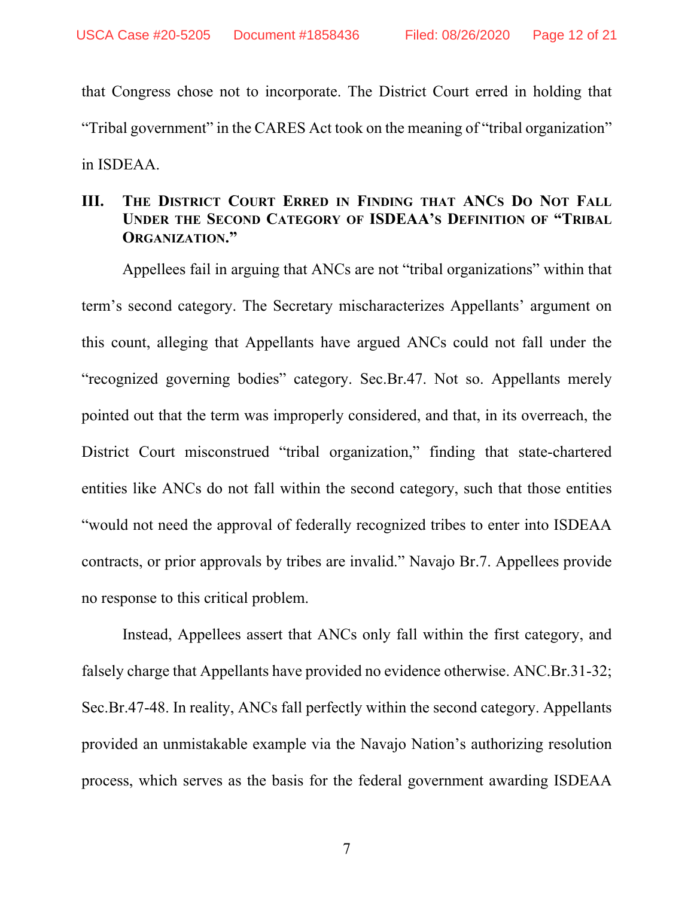that Congress chose not to incorporate. The District Court erred in holding that "Tribal government" in the CARES Act took on the meaning of "tribal organization" in ISDEAA.

## III. The District Court Erred in Finding that ANCs Do Not Fall Under the Second Category of ISDEAA's Definition of "Tribal Organization."

Appellees fail in arguing that ANCs are not "tribal organizations" within that term's second category. The Secretary mischaracterizes Appellants' argument on this count, alleging that Appellants have argued ANCs could not fall under the "recognized governing bodies" category. Sec.Br.47. Not so. Appellants merely pointed out that the term was improperly considered, and that, in its overreach, the District Court misconstrued "tribal organization," finding that state-chartered entities like ANCs do not fall within the second category, such that those entities "would not need the approval of federally recognized tribes to enter into ISDEAA contracts, or prior approvals by tribes are invalid." Navajo Br.7. Appellees provide no response to this critical problem.

Instead, Appellees assert that ANCs only fall within the first category, and falsely charge that Appellants have provided no evidence otherwise. ANC.Br.31-32; Sec.Br.47-48. In reality, ANCs fall perfectly within the second category. Appellants provided an unmistakable example via the Navajo Nation's authorizing resolution process, which serves as the basis for the federal government awarding ISDEAA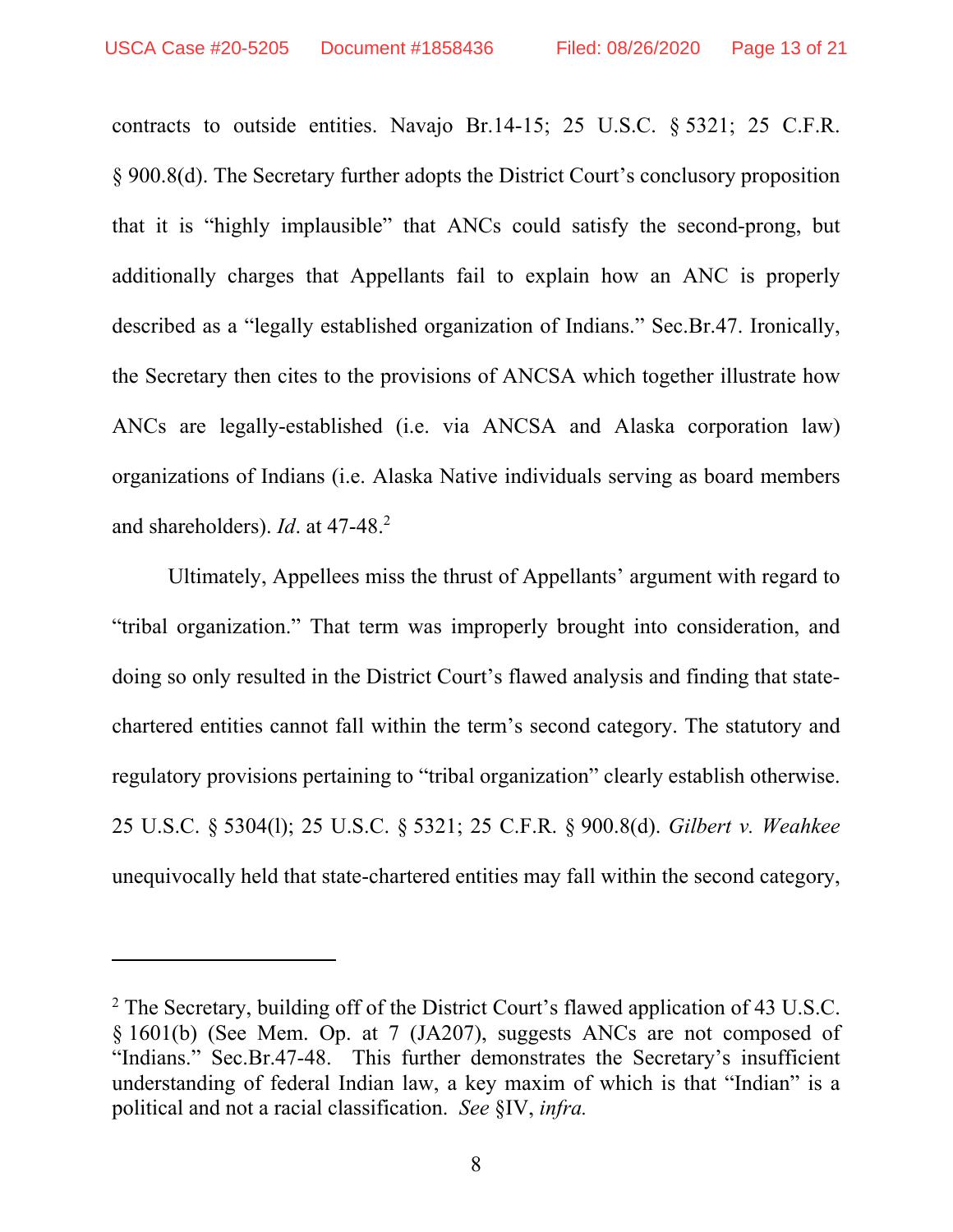contracts to outside entities. Navajo Br.14-15; 25 U.S.C. § 5321; 25 C.F.R. § 900.8(d). The Secretary further adopts the District Court's conclusory proposition that it is "highly implausible" that ANCs could satisfy the second-prong, but additionally charges that Appellants fail to explain how an ANC is properly described as a "legally established organization of Indians." Sec.Br.47. Ironically, the Secretary then cites to the provisions of ANCSA which together illustrate how ANCs are legally-established (i.e. via ANCSA and Alaska corporation law) organizations of Indians (i.e. Alaska Native individuals serving as board members and shareholders). *Id*. at 47-48.[2]

Ultimately, Appellees miss the thrust of Appellants' argument with regard to "tribal organization." That term was improperly brought into consideration, and doing so only resulted in the District Court's flawed analysis and finding that state-chartered entities cannot fall within the term's second category. The statutory and regulatory provisions pertaining to "tribal organization" clearly establish otherwise. 25 U.S.C. § 5304(l); 25 U.S.C. § 5321; 25 C.F.R. § 900.8(d). *Gilbert v. Weahkee* unequivocally held that state-chartered entities may fall within the second category,

---

[2] The Secretary, building off of the District Court's flawed application of 43 U.S.C. § 1601(b) (See Mem. Op. at 7 (JA207), suggests ANCs are not composed of "Indians." Sec.Br.47-48. This further demonstrates the Secretary's insufficient understanding of federal Indian law, a key maxim of which is that "Indian" is a political and not a racial classification. *See* §IV, *infra.*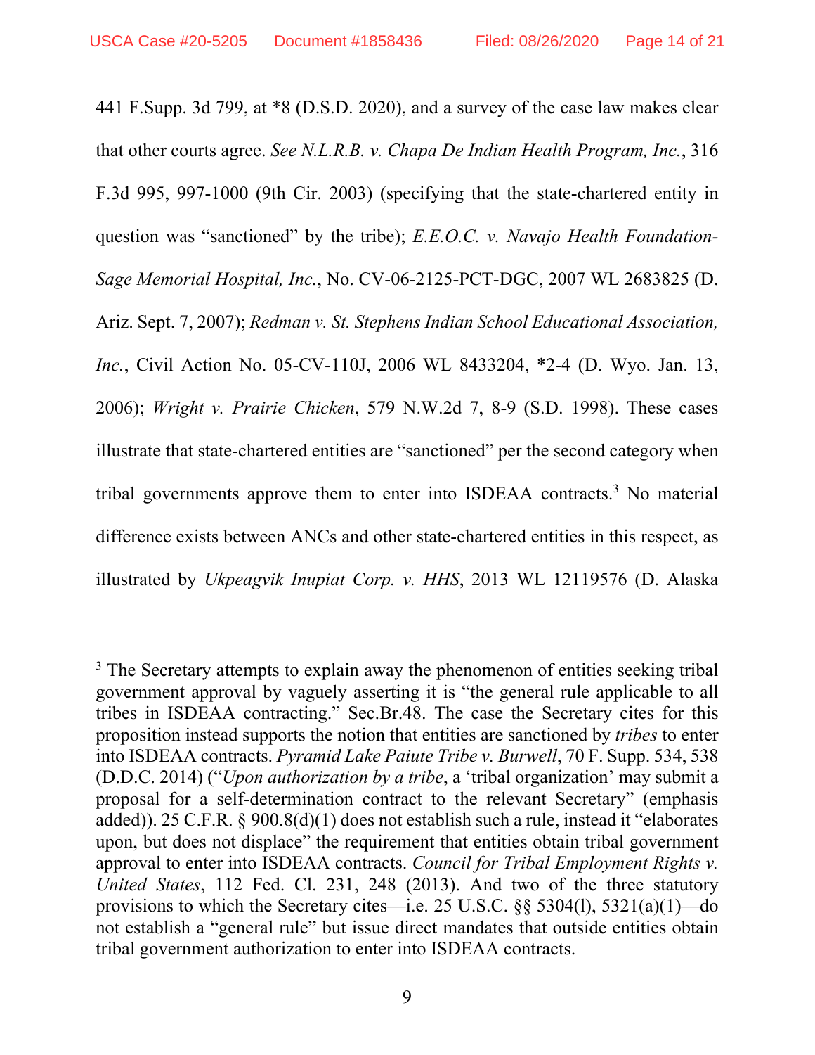441 F.Supp. 3d 799, at *8 (D.S.D. 2020), and a survey of the case law makes clear that other courts agree. *See N.L.R.B. v. Chapa De Indian Health Program, Inc.*, 316 F.3d 995, 997-1000 (9th Cir. 2003) (specifying that the state-chartered entity in question was "sanctioned" by the tribe); *E.E.O.C. v. Navajo Health Foundation-Sage Memorial Hospital, Inc.*, No. CV-06-2125-PCT-DGC, 2007 WL 2683825 (D. Ariz. Sept. 7, 2007); *Redman v. St. Stephens Indian School Educational Association, Inc.*, Civil Action No. 05-CV-110J, 2006 WL 8433204, *2-4 (D. Wyo. Jan. 13, 2006); *Wright v. Prairie Chicken*, 579 N.W.2d 7, 8-9 (S.D. 1998). These cases illustrate that state-chartered entities are "sanctioned" per the second category when tribal governments approve them to enter into ISDEAA contracts.[3] No material difference exists between ANCs and other state-chartered entities in this respect, as illustrated by *Ukpeagvik Inupiat Corp. v. HHS*, 2013 WL 12119576 (D. Alaska

---

[3] The Secretary attempts to explain away the phenomenon of entities seeking tribal government approval by vaguely asserting it is "the general rule applicable to all tribes in ISDEAA contracting." Sec.Br.48. The case the Secretary cites for this proposition instead supports the notion that entities are sanctioned by *tribes* to enter into ISDEAA contracts. *Pyramid Lake Paiute Tribe v. Burwell*, 70 F. Supp. 534, 538 (D.D.C. 2014) ("*Upon authorization by a tribe*, a 'tribal organization' may submit a proposal for a self-determination contract to the relevant Secretary" (emphasis added)). 25 C.F.R. § 900.8(d)(1) does not establish such a rule, instead it "elaborates upon, but does not displace" the requirement that entities obtain tribal government approval to enter into ISDEAA contracts. *Council for Tribal Employment Rights v. United States*, 112 Fed. Cl. 231, 248 (2013). And two of the three statutory provisions to which the Secretary cites—i.e. 25 U.S.C. §§ 5304(l), 5321(a)(1)—do not establish a "general rule" but issue direct mandates that outside entities obtain tribal government authorization to enter into ISDEAA contracts.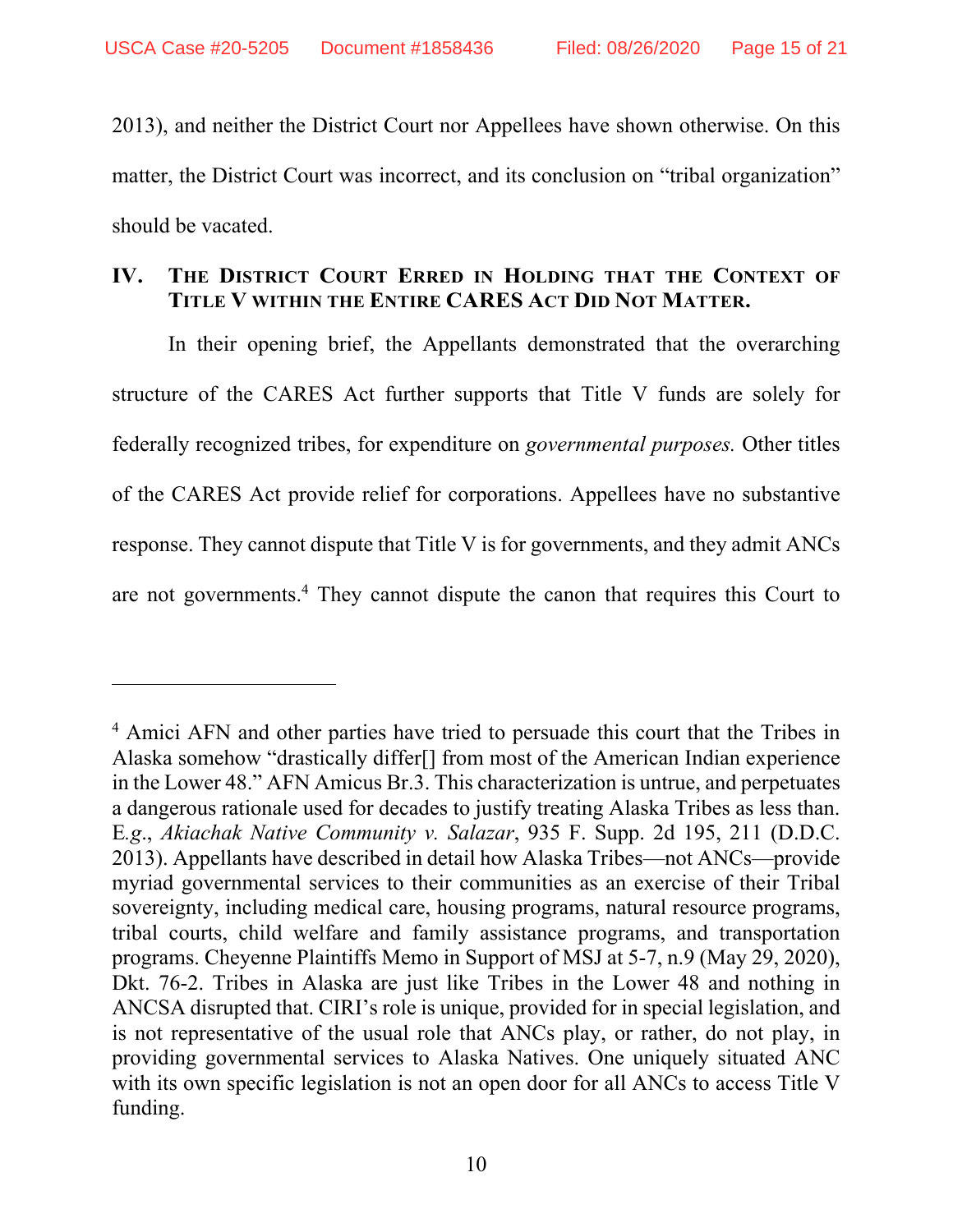2013), and neither the District Court nor Appellees have shown otherwise. On this matter, the District Court was incorrect, and its conclusion on "tribal organization" should be vacated.

## IV. The District Court Erred in Holding that the Context of Title V within the Entire CARES Act Did Not Matter.

In their opening brief, the Appellants demonstrated that the overarching structure of the CARES Act further supports that Title V funds are solely for federally recognized tribes, for expenditure on *governmental purposes.* Other titles of the CARES Act provide relief for corporations. Appellees have no substantive response. They cannot dispute that Title V is for governments, and they admit ANCs are not governments.[4] They cannot dispute the canon that requires this Court to

---

[4] Amici AFN and other parties have tried to persuade this court that the Tribes in Alaska somehow "drastically differ[] from most of the American Indian experience in the Lower 48." AFN Amicus Br.3. This characterization is untrue, and perpetuates a dangerous rationale used for decades to justify treating Alaska Tribes as less than. E*.g*., *Akiachak Native Community v. Salazar*, 935 F. Supp. 2d 195, 211 (D.D.C. 2013). Appellants have described in detail how Alaska Tribes—not ANCs—provide myriad governmental services to their communities as an exercise of their Tribal sovereignty, including medical care, housing programs, natural resource programs, tribal courts, child welfare and family assistance programs, and transportation programs. Cheyenne Plaintiffs Memo in Support of MSJ at 5-7, n.9 (May 29, 2020), Dkt. 76-2. Tribes in Alaska are just like Tribes in the Lower 48 and nothing in ANCSA disrupted that. CIRI's role is unique, provided for in special legislation, and is not representative of the usual role that ANCs play, or rather, do not play, in providing governmental services to Alaska Natives. One uniquely situated ANC with its own specific legislation is not an open door for all ANCs to access Title V funding.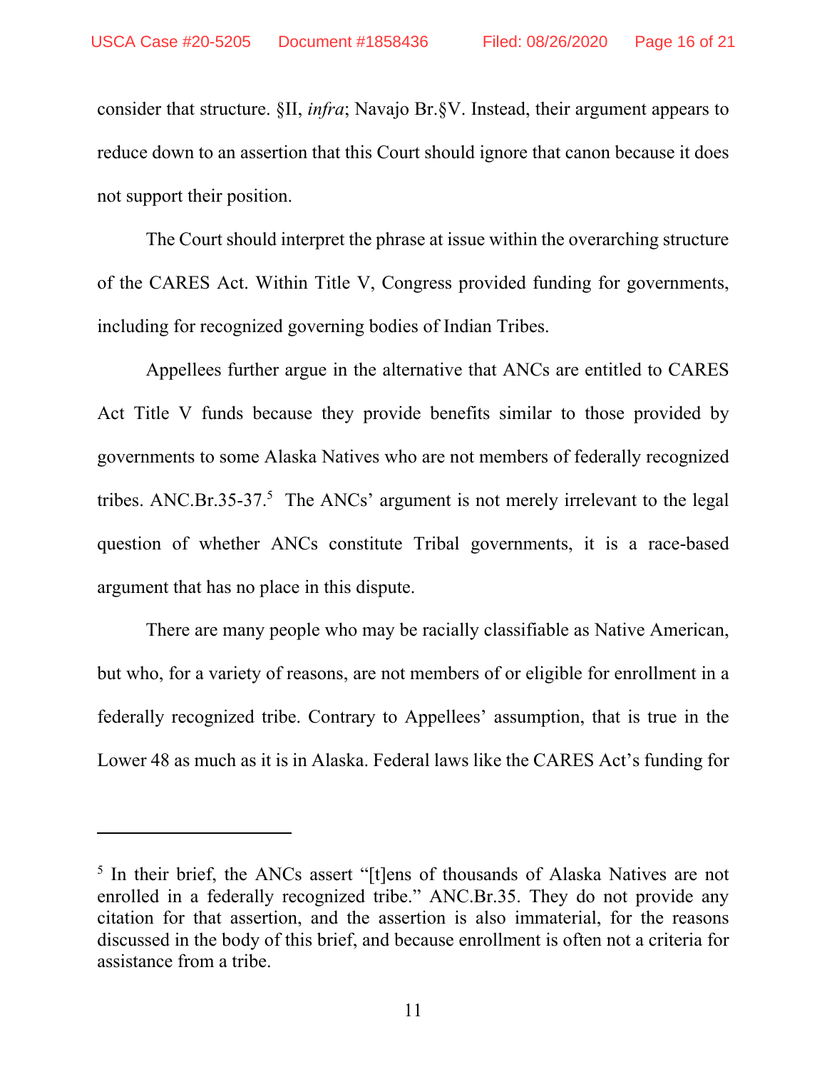consider that structure. §II, *infra*; Navajo Br.§V. Instead, their argument appears to reduce down to an assertion that this Court should ignore that canon because it does not support their position.

The Court should interpret the phrase at issue within the overarching structure of the CARES Act. Within Title V, Congress provided funding for governments, including for recognized governing bodies of Indian Tribes.

Appellees further argue in the alternative that ANCs are entitled to CARES Act Title V funds because they provide benefits similar to those provided by governments to some Alaska Natives who are not members of federally recognized tribes. ANC.Br.35-37.[5] The ANCs' argument is not merely irrelevant to the legal question of whether ANCs constitute Tribal governments, it is a race-based argument that has no place in this dispute.

There are many people who may be racially classifiable as Native American, but who, for a variety of reasons, are not members of or eligible for enrollment in a federally recognized tribe. Contrary to Appellees' assumption, that is true in the Lower 48 as much as it is in Alaska. Federal laws like the CARES Act's funding for

---

[5] In their brief, the ANCs assert "[t]ens of thousands of Alaska Natives are not enrolled in a federally recognized tribe." ANC.Br.35. They do not provide any citation for that assertion, and the assertion is also immaterial, for the reasons discussed in the body of this brief, and because enrollment is often not a criteria for assistance from a tribe.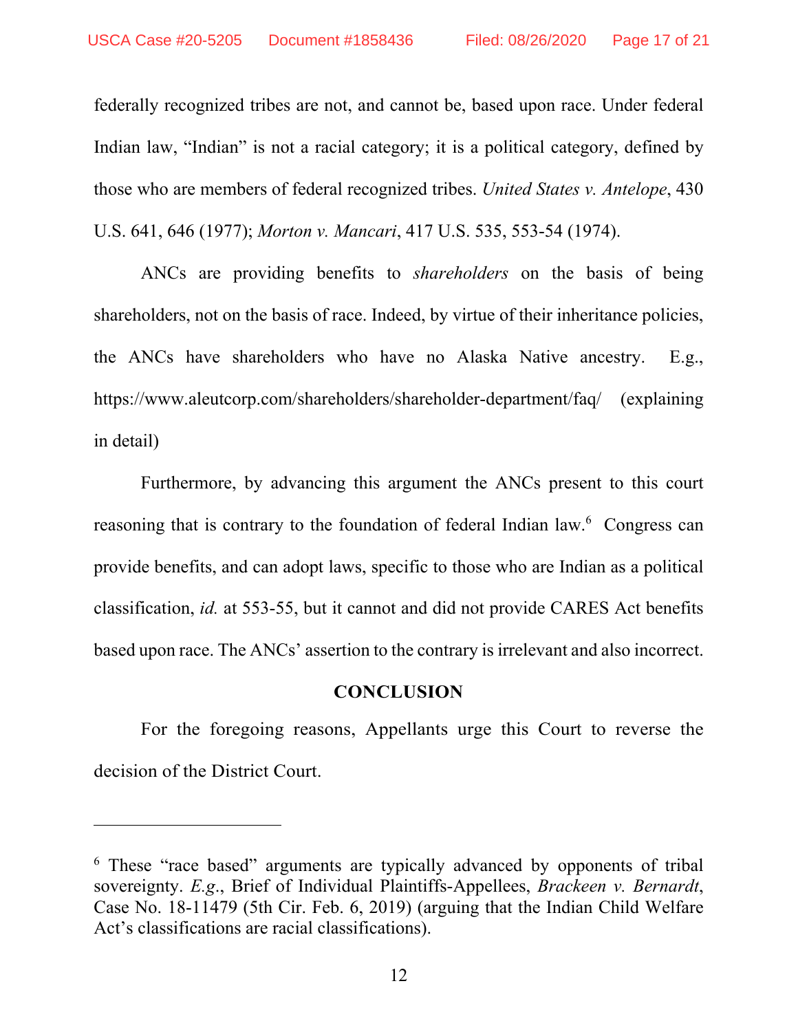federally recognized tribes are not, and cannot be, based upon race. Under federal Indian law, "Indian" is not a racial category; it is a political category, defined by those who are members of federal recognized tribes. *United States v. Antelope*, 430 U.S. 641, 646 (1977); *Morton v. Mancari*, 417 U.S. 535, 553-54 (1974).

ANCs are providing benefits to *shareholders* on the basis of being shareholders, not on the basis of race. Indeed, by virtue of their inheritance policies, the ANCs have shareholders who have no Alaska Native ancestry. E.g., https://www.aleutcorp.com/shareholders/shareholder-department/faq/ (explaining in detail)

Furthermore, by advancing this argument the ANCs present to this court reasoning that is contrary to the foundation of federal Indian law.[6] Congress can provide benefits, and can adopt laws, specific to those who are Indian as a political classification, *id.* at 553-55, but it cannot and did not provide CARES Act benefits based upon race. The ANCs' assertion to the contrary is irrelevant and also incorrect.

**CONCLUSION**

For the foregoing reasons, Appellants urge this Court to reverse the decision of the District Court.

---

[6] These "race based" arguments are typically advanced by opponents of tribal sovereignty. *E.g.*, Brief of Individual Plaintiffs-Appellees, *Brackeen v. Bernardt*, Case No. 18-11479 (5th Cir. Feb. 6, 2019) (arguing that the Indian Child Welfare Act's classifications are racial classifications).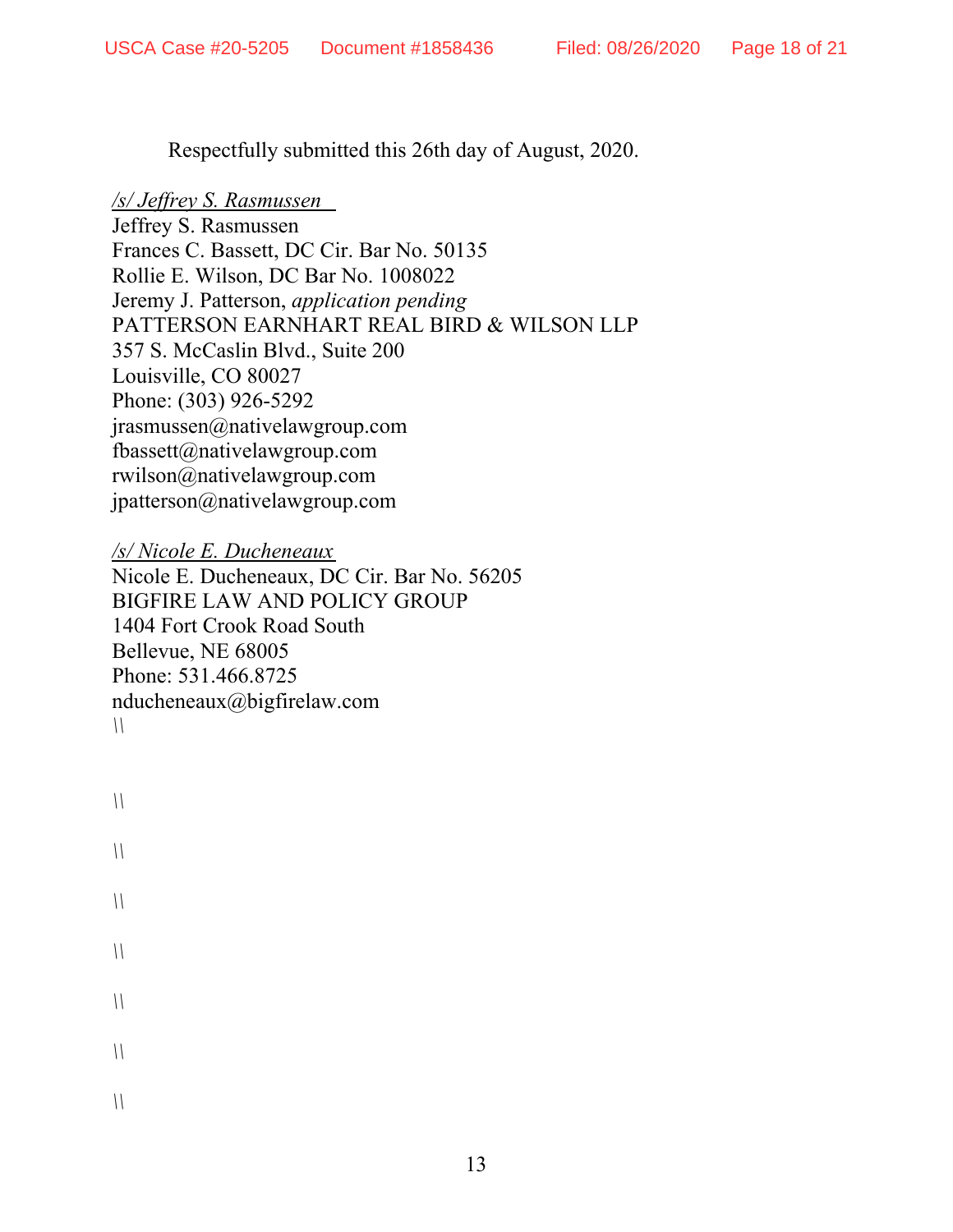Respectfully submitted this 26th day of August, 2020.

*/s/ Jeffrey S. Rasmussen*
Jeffrey S. Rasmussen
Frances C. Bassett, DC Cir. Bar No. 50135
Rollie E. Wilson, DC Bar No. 1008022
Jeremy J. Patterson, *application pending*
PATTERSON EARNHART REAL BIRD & WILSON LLP
357 S. McCaslin Blvd., Suite 200
Louisville, CO 80027
Phone: (303) 926-5292
jrasmussen@nativelawgroup.com
fbassett@nativelawgroup.com
rwilson@nativelawgroup.com
jpatterson@nativelawgroup.com

*/s/ Nicole E. Ducheneaux*
Nicole E. Ducheneaux, DC Cir. Bar No. 56205
BIGFIRE LAW AND POLICY GROUP
1404 Fort Crook Road South
Bellevue, NE 68005
Phone: 531.466.8725
nducheneaux@bigfirelaw.com
\\

\\

\\

\\

\\

\\

\\

\\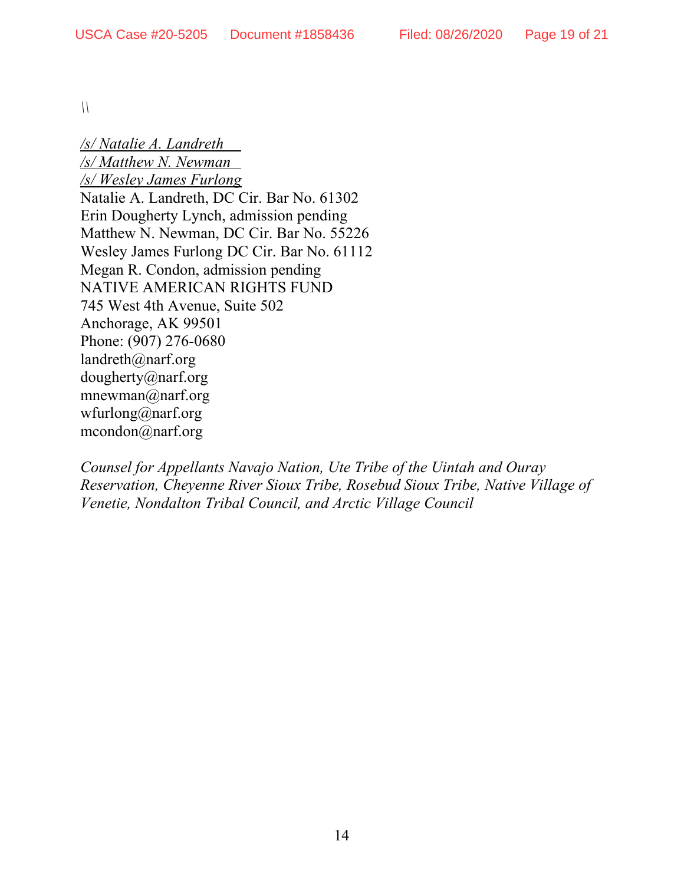\\

*/s/ Natalie A. Landreth*
*/s/ Matthew N. Newman*
*/s/ Wesley James Furlong*
Natalie A. Landreth, DC Cir. Bar No. 61302
Erin Dougherty Lynch, admission pending
Matthew N. Newman, DC Cir. Bar No. 55226
Wesley James Furlong DC Cir. Bar No. 61112
Megan R. Condon, admission pending
NATIVE AMERICAN RIGHTS FUND
745 West 4th Avenue, Suite 502
Anchorage, AK 99501
Phone: (907) 276-0680
landreth@narf.org
dougherty@narf.org
mnewman@narf.org
wfurlong@narf.org
mcondon@narf.org

*Counsel for Appellants Navajo Nation, Ute Tribe of the Uintah and Ouray Reservation, Cheyenne River Sioux Tribe, Rosebud Sioux Tribe, Native Village of Venetie, Nondalton Tribal Council, and Arctic Village Council*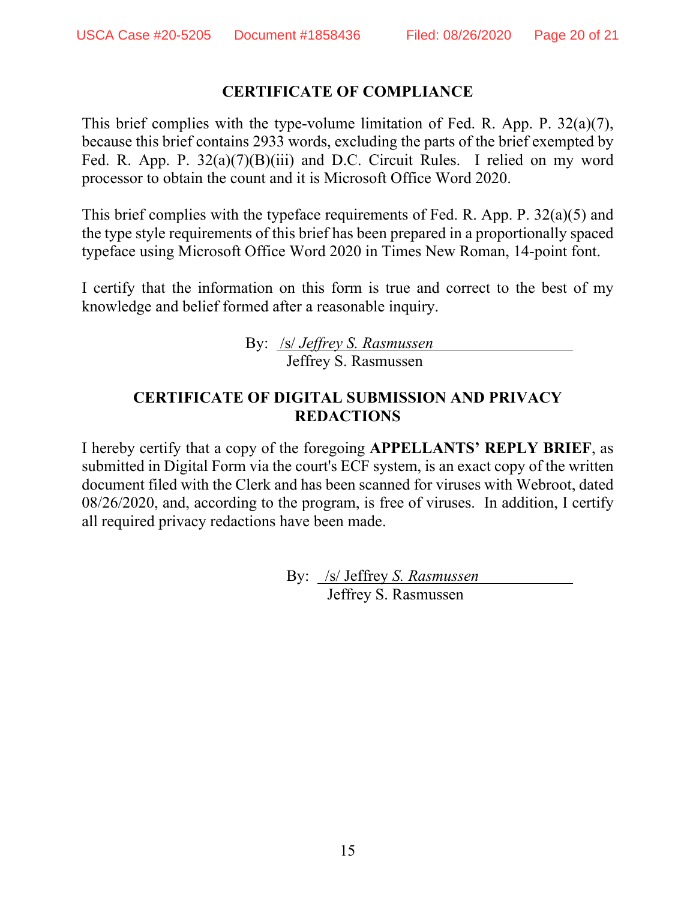## CERTIFICATE OF COMPLIANCE

This brief complies with the type-volume limitation of Fed. R. App. P. 32(a)(7), because this brief contains 2933 words, excluding the parts of the brief exempted by Fed. R. App. P. 32(a)(7)(B)(iii) and D.C. Circuit Rules. I relied on my word processor to obtain the count and it is Microsoft Office Word 2020.

This brief complies with the typeface requirements of Fed. R. App. P. 32(a)(5) and the type style requirements of this brief has been prepared in a proportionally spaced typeface using Microsoft Office Word 2020 in Times New Roman, 14-point font.

I certify that the information on this form is true and correct to the best of my knowledge and belief formed after a reasonable inquiry.

By: /s/ *Jeffrey S. Rasmussen*
Jeffrey S. Rasmussen

## CERTIFICATE OF DIGITAL SUBMISSION AND PRIVACY REDACTIONS

I hereby certify that a copy of the foregoing **APPELLANTS' REPLY BRIEF**, as submitted in Digital Form via the court's ECF system, is an exact copy of the written document filed with the Clerk and has been scanned for viruses with Webroot, dated 08/26/2020, and, according to the program, is free of viruses. In addition, I certify all required privacy redactions have been made.

By: /s/ Jeffrey *S. Rasmussen*
Jeffrey S. Rasmussen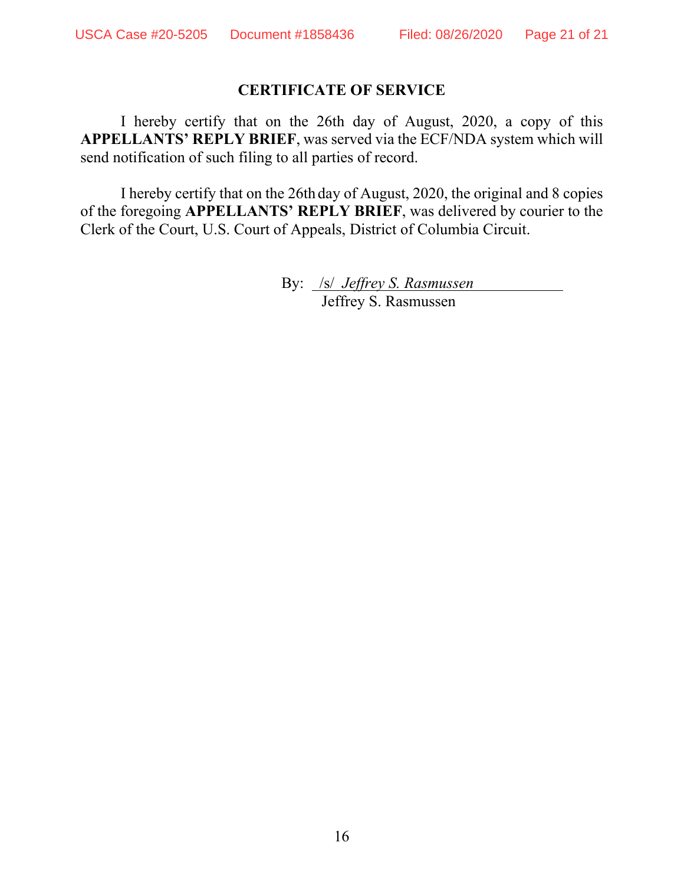## CERTIFICATE OF SERVICE

I hereby certify that on the 26th day of August, 2020, a copy of this **APPELLANTS' REPLY BRIEF**, was served via the ECF/NDA system which will send notification of such filing to all parties of record.

I hereby certify that on the 26th day of August, 2020, the original and 8 copies of the foregoing **APPELLANTS' REPLY BRIEF**, was delivered by courier to the Clerk of the Court, U.S. Court of Appeals, District of Columbia Circuit.

By: /s/ *Jeffrey S. Rasmussen*
Jeffrey S. Rasmussen